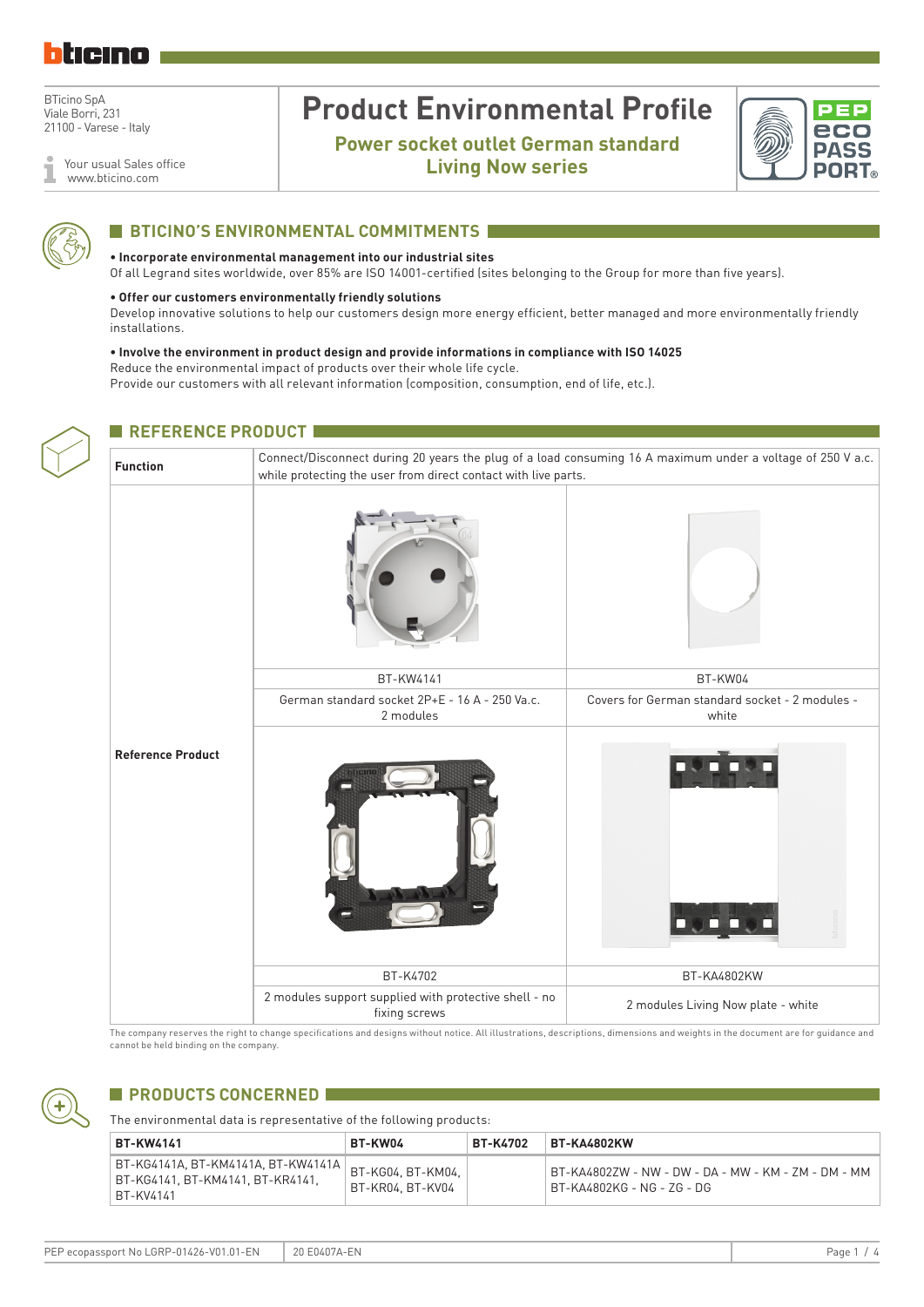BTicino SpA
Viale Borri, 231
21100 - Varese - Italy

Your usual Sales office
www.bticino.com

# Product Environmental Profile

**Power socket outlet German standard**
**Living Now series**

## BTICINO'S ENVIRONMENTAL COMMITMENTS

**• Incorporate environmental management into our industrial sites**
Of all Legrand sites worldwide, over 85% are ISO 14001-certified (sites belonging to the Group for more than five years).

**• Offer our customers environmentally friendly solutions**
Develop innovative solutions to help our customers design more energy efficient, better managed and more environmentally friendly installations.

**• Involve the environment in product design and provide informations in compliance with ISO 14025**
Reduce the environmental impact of products over their whole life cycle.
Provide our customers with all relevant information (composition, consumption, end of life, etc.).

## REFERENCE PRODUCT

| **Function** | Connect/Disconnect during 20 years the plug of a load consuming 16 A maximum under a voltage of 250 V a.c. while protecting the user from direct contact with live parts. | |
|---|---|---|
| **Reference Product** | BT-KW4141 | BT-KW04 |
| | German standard socket 2P+E - 16 A - 250 Va.c. 2 modules | Covers for German standard socket - 2 modules - white |
| | BT-K4702 | BT-KA4802KW |
| | 2 modules support supplied with protective shell - no fixing screws | 2 modules Living Now plate - white |

The company reserves the right to change specifications and designs without notice. All illustrations, descriptions, dimensions and weights in the document are for guidance and cannot be held binding on the company.

## PRODUCTS CONCERNED

The environmental data is representative of the following products:

| **BT-KW4141** | **BT-KW04** | **BT-K4702** | **BT-KA4802KW** |
|---|---|---|---|
| BT-KG4141A, BT-KM4141A, BT-KW4141A BT-KG4141, BT-KM4141, BT-KR4141, BT-KV4141 | BT-KG04, BT-KM04, BT-KR04, BT-KV04 | | BT-KA4802ZW - NW - DW - DA - MW - KM - ZM - DM - MM BT-KA4802KG - NG - ZG - DG |

PEP ecopassport No LGRP-01426-V01.01-EN | 20 E0407A-EN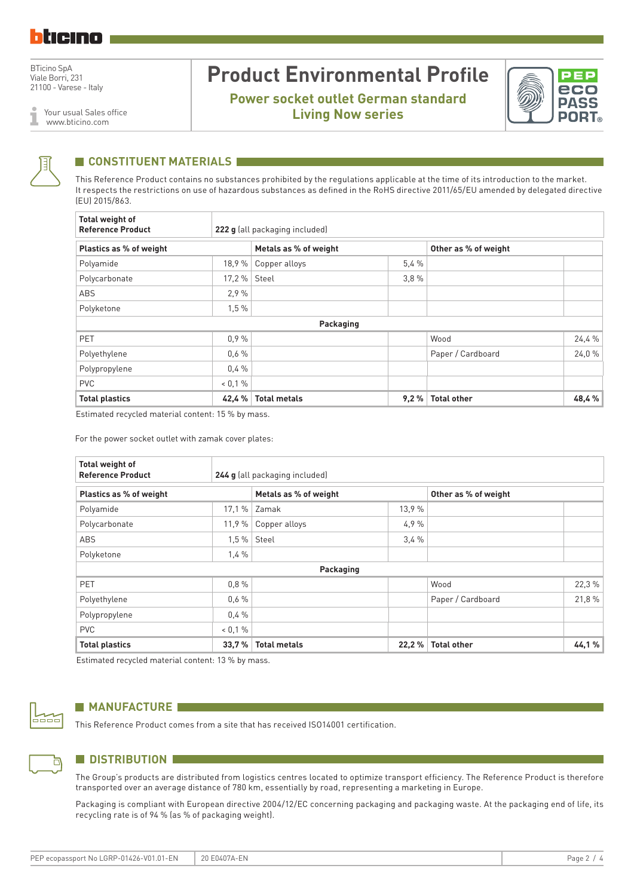BTicino SpA
Viale Borri, 231
21100 - Varese - Italy

Your usual Sales office
www.bticino.com

# Product Environmental Profile

**Power socket outlet German standard**
**Living Now series**

## CONSTITUENT MATERIALS

This Reference Product contains no substances prohibited by the regulations applicable at the time of its introduction to the market. It respects the restrictions on use of hazardous substances as defined in the RoHS directive 2011/65/EU amended by delegated directive (EU) 2015/863.

| **Total weight of Reference Product** | **222 g** (all packaging included) | | | | |
|---|---|---|---|---|---|
| **Plastics as % of weight** | | **Metals as % of weight** | | **Other as % of weight** | |
| Polyamide | 18,9 % | Copper alloys | 5,4 % | | |
| Polycarbonate | 17,2 % | Steel | 3,8 % | | |
| ABS | 2,9 % | | | | |
| Polyketone | 1,5 % | | | | |
| | | **Packaging** | | | |
| PET | 0,9 % | | | Wood | 24,4 % |
| Polyethylene | 0,6 % | | | Paper / Cardboard | 24,0 % |
| Polypropylene | 0,4 % | | | | |
| PVC | < 0,1 % | | | | |
| **Total plastics** | **42,4 %** | **Total metals** | **9,2 %** | **Total other** | **48,4 %** |

Estimated recycled material content: 15 % by mass.

For the power socket outlet with zamak cover plates:

| **Total weight of Reference Product** | **244 g** (all packaging included) | | | | |
|---|---|---|---|---|---|
| **Plastics as % of weight** | | **Metals as % of weight** | | **Other as % of weight** | |
| Polyamide | 17,1 % | Zamak | 13,9 % | | |
| Polycarbonate | 11,9 % | Copper alloys | 4,9 % | | |
| ABS | 1,5 % | Steel | 3,4 % | | |
| Polyketone | 1,4 % | | | | |
| | | **Packaging** | | | |
| PET | 0,8 % | | | Wood | 22,3 % |
| Polyethylene | 0,6 % | | | Paper / Cardboard | 21,8 % |
| Polypropylene | 0,4 % | | | | |
| PVC | < 0,1 % | | | | |
| **Total plastics** | **33,7 %** | **Total metals** | **22,2 %** | **Total other** | **44,1 %** |

Estimated recycled material content: 13 % by mass.

## MANUFACTURE

This Reference Product comes from a site that has received ISO14001 certification.

## DISTRIBUTION

The Group's products are distributed from logistics centres located to optimize transport efficiency. The Reference Product is therefore transported over an average distance of 780 km, essentially by road, representing a marketing in Europe.

Packaging is compliant with European directive 2004/12/EC concerning packaging and packaging waste. At the packaging end of life, its recycling rate is of 94 % (as % of packaging weight).

PEP ecopassport No LGRP-01426-V01.01-EN | 20 E0407A-EN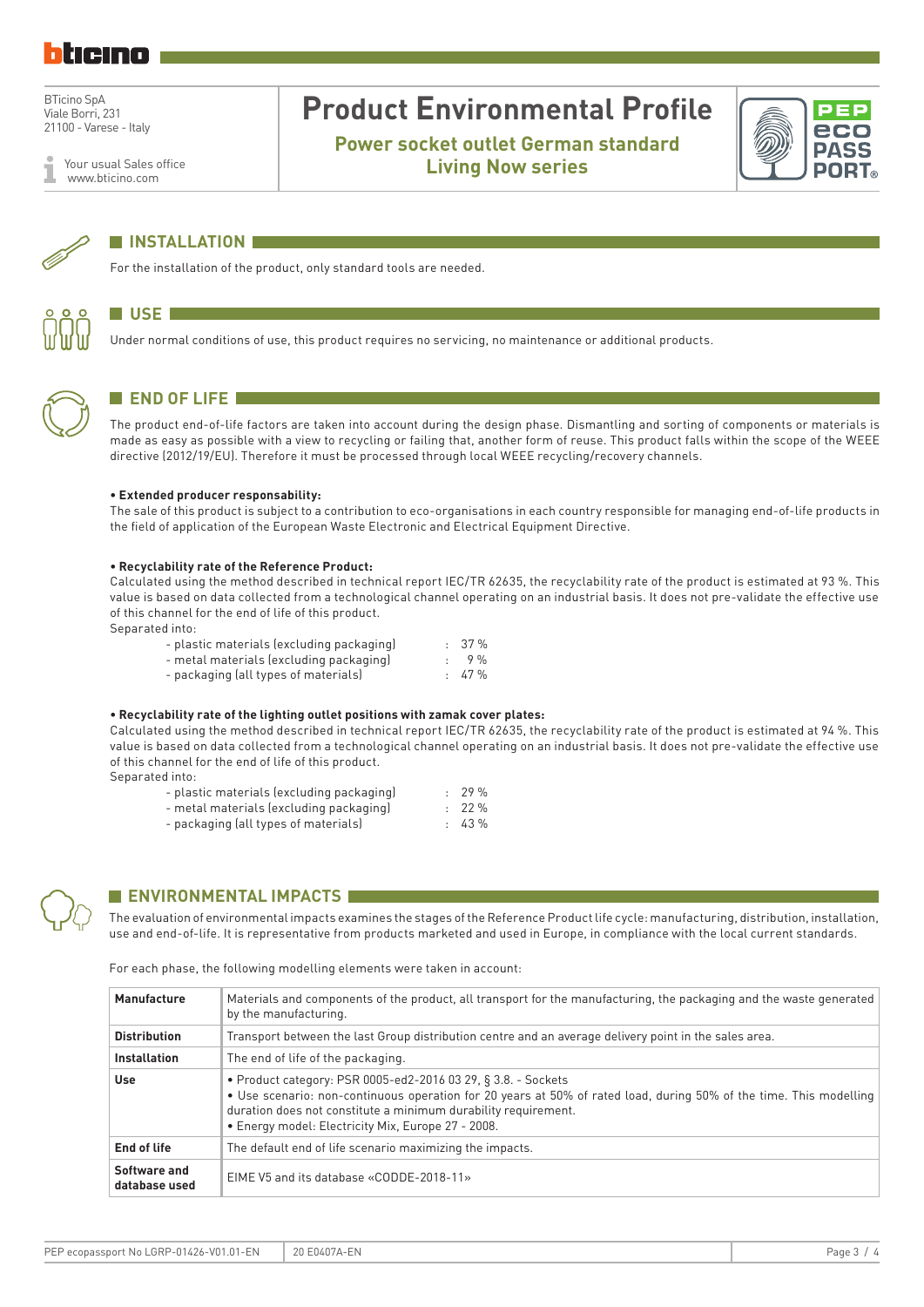BTicino SpA
Viale Borri, 231
21100 - Varese - Italy

Your usual Sales office
www.bticino.com

# Product Environmental Profile

**Power socket outlet German standard**
**Living Now series**

## INSTALLATION

For the installation of the product, only standard tools are needed.

## USE

Under normal conditions of use, this product requires no servicing, no maintenance or additional products.

## END OF LIFE

The product end-of-life factors are taken into account during the design phase. Dismantling and sorting of components or materials is made as easy as possible with a view to recycling or failing that, another form of reuse. This product falls within the scope of the WEEE directive (2012/19/EU). Therefore it must be processed through local WEEE recycling/recovery channels.

**• Extended producer responsability:**
The sale of this product is subject to a contribution to eco-organisations in each country responsible for managing end-of-life products in the field of application of the European Waste Electronic and Electrical Equipment Directive.

**• Recyclability rate of the Reference Product:**
Calculated using the method described in technical report IEC/TR 62635, the recyclability rate of the product is estimated at 93 %. This value is based on data collected from a technological channel operating on an industrial basis. It does not pre-validate the effective use of this channel for the end of life of this product.
Separated into:

- plastic materials (excluding packaging) : 37 %
- metal materials (excluding packaging) : 9 %
- packaging (all types of materials) : 47 %

**• Recyclability rate of the lighting outlet positions with zamak cover plates:**
Calculated using the method described in technical report IEC/TR 62635, the recyclability rate of the product is estimated at 94 %. This value is based on data collected from a technological channel operating on an industrial basis. It does not pre-validate the effective use of this channel for the end of life of this product.
Separated into:

- plastic materials (excluding packaging) : 29 %
- metal materials (excluding packaging) : 22 %
- packaging (all types of materials) : 43 %

## ENVIRONMENTAL IMPACTS

The evaluation of environmental impacts examines the stages of the Reference Product life cycle: manufacturing, distribution, installation, use and end-of-life. It is representative from products marketed and used in Europe, in compliance with the local current standards.

For each phase, the following modelling elements were taken in account:

| | |
|---|---|
| **Manufacture** | Materials and components of the product, all transport for the manufacturing, the packaging and the waste generated by the manufacturing. |
| **Distribution** | Transport between the last Group distribution centre and an average delivery point in the sales area. |
| **Installation** | The end of life of the packaging. |
| **Use** | • Product category: PSR 0005-ed2-2016 03 29, § 3.8. - Sockets<br>• Use scenario: non-continuous operation for 20 years at 50% of rated load, during 50% of the time. This modelling duration does not constitute a minimum durability requirement.<br>• Energy model: Electricity Mix, Europe 27 - 2008. |
| **End of life** | The default end of life scenario maximizing the impacts. |
| **Software and database used** | EIME V5 and its database «CODDE-2018-11» |

PEP ecopassport No LGRP-01426-V01.01-EN | 20 E0407A-EN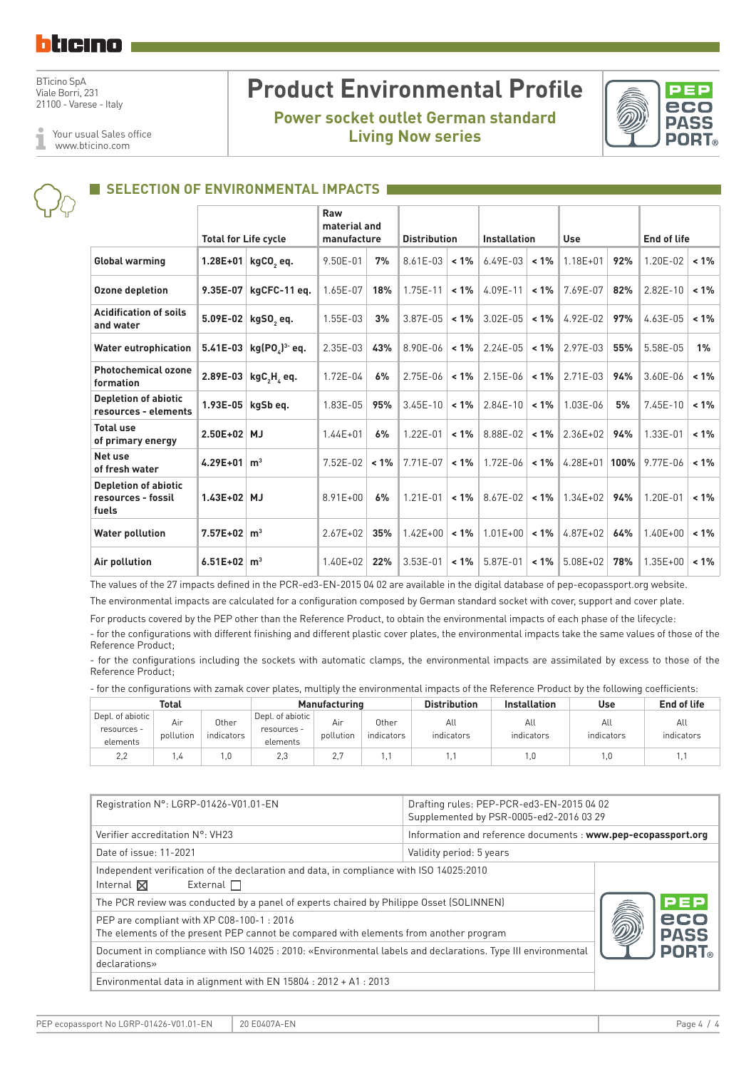BTicino SpA
Viale Borri, 231
21100 - Varese - Italy

Your usual Sales office
www.bticino.com

# Product Environmental Profile

**Power socket outlet German standard**
**Living Now series**

## SELECTION OF ENVIRONMENTAL IMPACTS

| | Total for Life cycle | | Raw material and manufacture | | Distribution | | Installation | | Use | | End of life | |
|---|---|---|---|---|---|---|---|---|---|---|---|---|
| **Global warming** | **1.28E+01** | **$kgCO_2$ eq.** | 9.50E-01 | **7%** | 8.61E-03 | **< 1%** | 6.49E-03 | **< 1%** | 1.18E+01 | **92%** | 1.20E-02 | **< 1%** |
| **Ozone depletion** | **9.35E-07** | **kgCFC-11 eq.** | 1.65E-07 | **18%** | 1.75E-11 | **< 1%** | 4.09E-11 | **< 1%** | 7.69E-07 | **82%** | 2.82E-10 | **< 1%** |
| **Acidification of soils and water** | **5.09E-02** | **$kgSO_2$ eq.** | 1.55E-03 | **3%** | 3.87E-05 | **< 1%** | 3.02E-05 | **< 1%** | 4.92E-02 | **97%** | 4.63E-05 | **< 1%** |
| **Water eutrophication** | **5.41E-03** | **$kg(PO_4)^{3-}$ eq.** | 2.35E-03 | **43%** | 8.90E-06 | **< 1%** | 2.24E-05 | **< 1%** | 2.97E-03 | **55%** | 5.58E-05 | **1%** |
| **Photochemical ozone formation** | **2.89E-03** | **$kgC_2H_4$ eq.** | 1.72E-04 | **6%** | 2.75E-06 | **< 1%** | 2.15E-06 | **< 1%** | 2.71E-03 | **94%** | 3.60E-06 | **< 1%** |
| **Depletion of abiotic resources - elements** | **1.93E-05** | **kgSb eq.** | 1.83E-05 | **95%** | 3.45E-10 | **< 1%** | 2.84E-10 | **< 1%** | 1.03E-06 | **5%** | 7.45E-10 | **< 1%** |
| **Total use of primary energy** | **2.50E+02** | **MJ** | 1.44E+01 | **6%** | 1.22E-01 | **< 1%** | 8.88E-02 | **< 1%** | 2.36E+02 | **94%** | 1.33E-01 | **< 1%** |
| **Net use of fresh water** | **4.29E+01** | **$m^3$** | 7.52E-02 | **< 1%** | 7.71E-07 | **< 1%** | 1.72E-06 | **< 1%** | 4.28E+01 | **100%** | 9.77E-06 | **< 1%** |
| **Depletion of abiotic resources - fossil fuels** | **1.43E+02** | **MJ** | 8.91E+00 | **6%** | 1.21E-01 | **< 1%** | 8.67E-02 | **< 1%** | 1.34E+02 | **94%** | 1.20E-01 | **< 1%** |
| **Water pollution** | **7.57E+02** | **$m^3$** | 2.67E+02 | **35%** | 1.42E+00 | **< 1%** | 1.01E+00 | **< 1%** | 4.87E+02 | **64%** | 1.40E+00 | **< 1%** |
| **Air pollution** | **6.51E+02** | **$m^3$** | 1.40E+02 | **22%** | 3.53E-01 | **< 1%** | 5.87E-01 | **< 1%** | 5.08E+02 | **78%** | 1.35E+00 | **< 1%** |

The values of the 27 impacts defined in the PCR-ed3-EN-2015 04 02 are available in the digital database of pep-ecopassport.org website.

The environmental impacts are calculated for a configuration composed by German standard socket with cover, support and cover plate.

For products covered by the PEP other than the Reference Product, to obtain the environmental impacts of each phase of the lifecycle:

- for the configurations with different finishing and different plastic cover plates, the environmental impacts take the same values of those of the Reference Product;
- for the configurations including the sockets with automatic clamps, the environmental impacts are assimilated by excess to those of the Reference Product;
- for the configurations with zamak cover plates, multiply the environmental impacts of the Reference Product by the following coefficients:

| Total | | | Manufacturing | | | Distribution | Installation | Use | End of life |
|---|---|---|---|---|---|---|---|---|---|
| Depl. of abiotic resources - elements | Air pollution | Other indicators | Depl. of abiotic resources - elements | Air pollution | Other indicators | All indicators | All indicators | All indicators | All indicators |
| 2,2 | 1,4 | 1,0 | 2,3 | 2,7 | 1,1 | 1,1 | 1,0 | 1,0 | 1,1 |

| | |
|---|---|
| Registration N°: LGRP-01426-V01.01-EN | Drafting rules: PEP-PCR-ed3-EN-2015 04 02 Supplemented by PSR-0005-ed2-2016 03 29 |
| Verifier accreditation N°: VH23 | Information and reference documents : **www.pep-ecopassport.org** |
| Date of issue: 11-2021 | Validity period: 5 years |
| Independent verification of the declaration and data, in compliance with ISO 14025:2010 Internal ☒ External ☐ | |
| The PCR review was conducted by a panel of experts chaired by Philippe Osset (SOLINNEN) | |
| PEP are compliant with XP C08-100-1 : 2016 The elements of the present PEP cannot be compared with elements from another program | |
| Document in compliance with ISO 14025 : 2010: «Environmental labels and declarations. Type III environmental declarations» | |
| Environmental data in alignment with EN 15804 : 2012 + A1 : 2013 | |

PEP ecopassport No LGRP-01426-V01.01-EN | 20 E0407A-EN